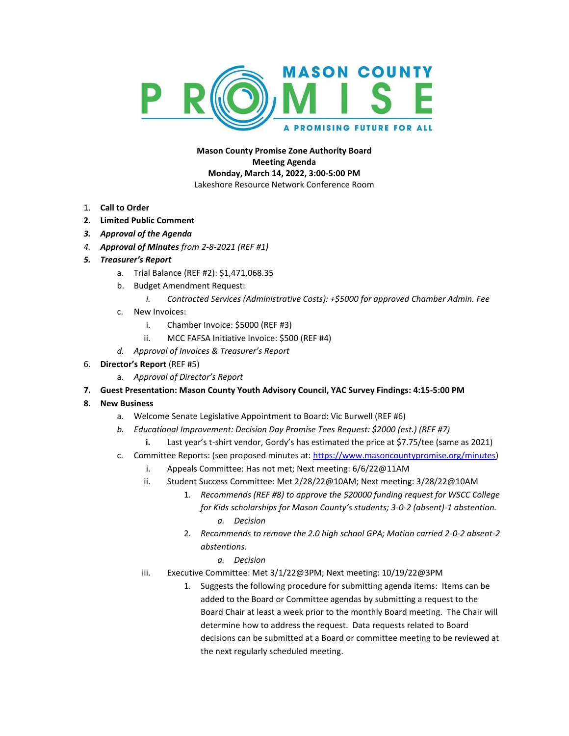**Mason County Promise Zone Authority Board**
**Meeting Agenda**
**Monday, March 14, 2022, 3:00-5:00 PM**
Lakeshore Resource Network Conference Room

1. **Call to Order**
2. **Limited Public Comment**
3. ***Approval of the Agenda***
4. ***Approval of Minutes*** *from 2-8-2021 (REF #1)*
5. ***Treasurer's Report***
   a. Trial Balance (REF #2): $1,471,068.35
   b. Budget Amendment Request:
      i. *Contracted Services (Administrative Costs): +$5000 for approved Chamber Admin. Fee*
   c. New Invoices:
      i. Chamber Invoice: $5000 (REF #3)
      ii. MCC FAFSA Initiative Invoice: $500 (REF #4)
   d. *Approval of Invoices & Treasurer's Report*
6. **Director's Report** (REF #5)
   a. *Approval of Director's Report*
7. **Guest Presentation: Mason County Youth Advisory Council, YAC Survey Findings: 4:15-5:00 PM**
8. **New Business**
   a. Welcome Senate Legislative Appointment to Board: Vic Burwell (REF #6)
   b. *Educational Improvement: Decision Day Promise Tees Request: $2000 (est.) (REF #7)*
      i. Last year's t-shirt vendor, Gordy's has estimated the price at $7.75/tee (same as 2021)
   c. Committee Reports: (see proposed minutes at: [https://www.masoncountypromise.org/minutes](https://www.masoncountypromise.org/minutes))
      i. Appeals Committee: Has not met; Next meeting: 6/6/22@11AM
      ii. Student Success Committee: Met 2/28/22@10AM; Next meeting: 3/28/22@10AM
         1. *Recommends (REF #8) to approve the $20000 funding request for WSCC College for Kids scholarships for Mason County's students; 3-0-2 (absent)-1 abstention.*
            a. *Decision*
         2. *Recommends to remove the 2.0 high school GPA; Motion carried 2-0-2 absent-2 abstentions.*
            a. *Decision*
      iii. Executive Committee: Met 3/1/22@3PM; Next meeting: 10/19/22@3PM
         1. Suggests the following procedure for submitting agenda items: Items can be added to the Board or Committee agendas by submitting a request to the Board Chair at least a week prior to the monthly Board meeting. The Chair will determine how to address the request. Data requests related to Board decisions can be submitted at a Board or committee meeting to be reviewed at the next regularly scheduled meeting.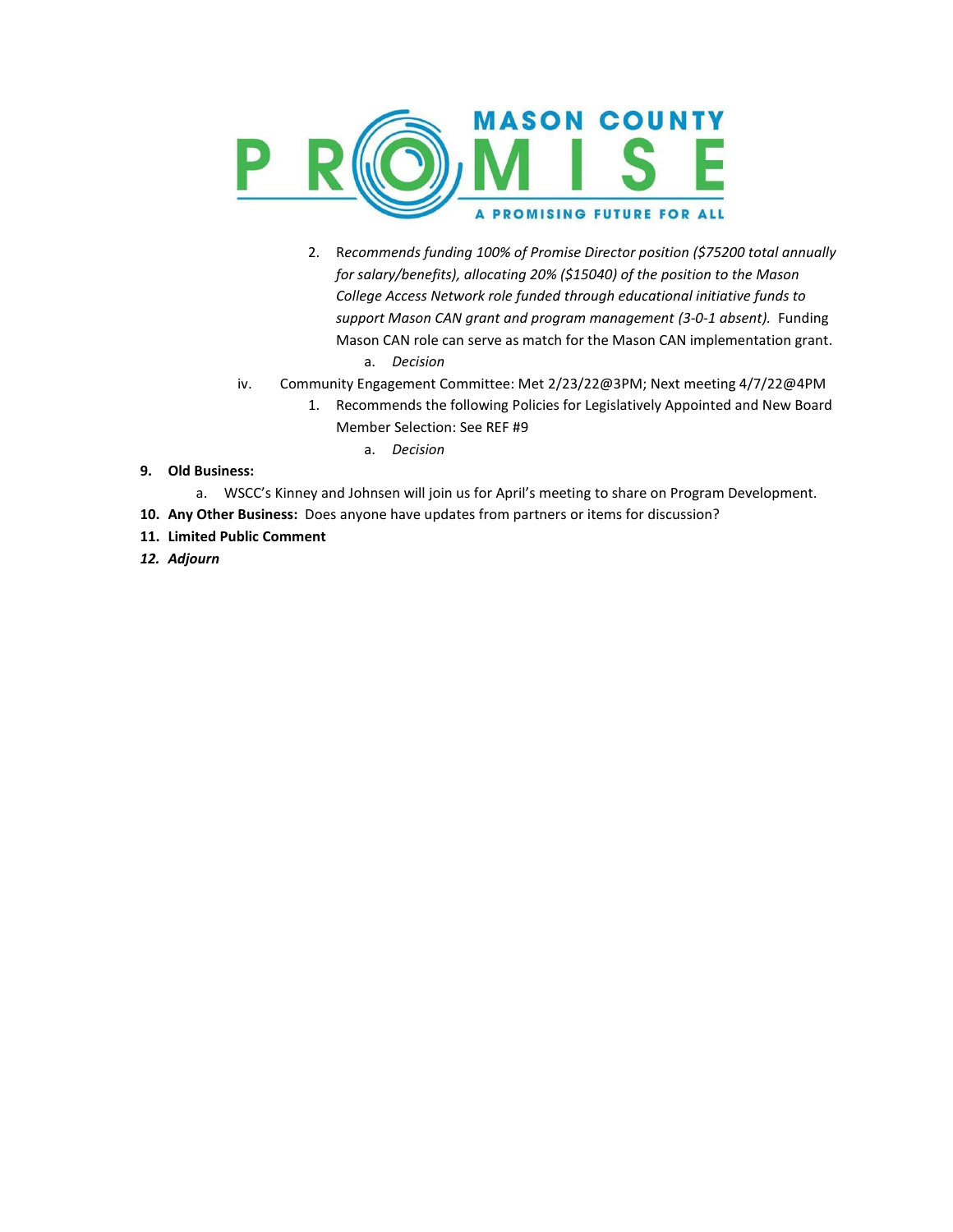2. *Recommends funding 100% of Promise Director position ($75200 total annually for salary/benefits), allocating 20% ($15040) of the position to the Mason College Access Network role funded through educational initiative funds to support Mason CAN grant and program management (3-0-1 absent).* Funding Mason CAN role can serve as match for the Mason CAN implementation grant.
   a. *Decision*

iv. Community Engagement Committee: Met 2/23/22@3PM; Next meeting 4/7/22@4PM

1. Recommends the following Policies for Legislatively Appointed and New Board Member Selection: See REF #9
   a. *Decision*

**9. Old Business:**

a. WSCC's Kinney and Johnsen will join us for April's meeting to share on Program Development.

**10. Any Other Business:** Does anyone have updates from partners or items for discussion?

**11. Limited Public Comment**

***12. Adjourn***